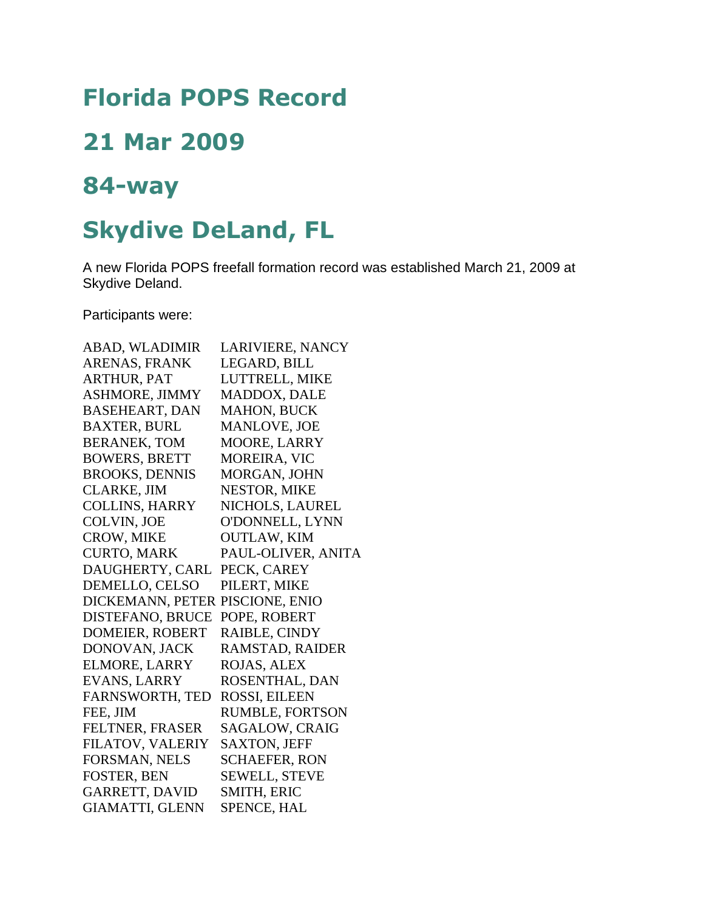# Florida POPS Record

# 21 Mar 2009

# 84-way

# Skydive DeLand, FL

A new Florida POPS freefall formation record was established March 21, 2009 at Skydive Deland.

Participants were:

| | |
|---|---|
| ABAD, WLADIMIR | LARIVIERE, NANCY |
| ARENAS, FRANK | LEGARD, BILL |
| ARTHUR, PAT | LUTTRELL, MIKE |
| ASHMORE, JIMMY | MADDOX, DALE |
| BASEHEART, DAN | MAHON, BUCK |
| BAXTER, BURL | MANLOVE, JOE |
| BERANEK, TOM | MOORE, LARRY |
| BOWERS, BRETT | MOREIRA, VIC |
| BROOKS, DENNIS | MORGAN, JOHN |
| CLARKE, JIM | NESTOR, MIKE |
| COLLINS, HARRY | NICHOLS, LAUREL |
| COLVIN, JOE | O'DONNELL, LYNN |
| CROW, MIKE | OUTLAW, KIM |
| CURTO, MARK | PAUL-OLIVER, ANITA |
| DAUGHERTY, CARL | PECK, CAREY |
| DEMELLO, CELSO | PILERT, MIKE |
| DICKEMANN, PETER | PISCIONE, ENIO |
| DISTEFANO, BRUCE | POPE, ROBERT |
| DOMEIER, ROBERT | RAIBLE, CINDY |
| DONOVAN, JACK | RAMSTAD, RAIDER |
| ELMORE, LARRY | ROJAS, ALEX |
| EVANS, LARRY | ROSENTHAL, DAN |
| FARNSWORTH, TED | ROSSI, EILEEN |
| FEE, JIM | RUMBLE, FORTSON |
| FELTNER, FRASER | SAGALOW, CRAIG |
| FILATOV, VALERIY | SAXTON, JEFF |
| FORSMAN, NELS | SCHAEFER, RON |
| FOSTER, BEN | SEWELL, STEVE |
| GARRETT, DAVID | SMITH, ERIC |
| GIAMATTI, GLENN | SPENCE, HAL |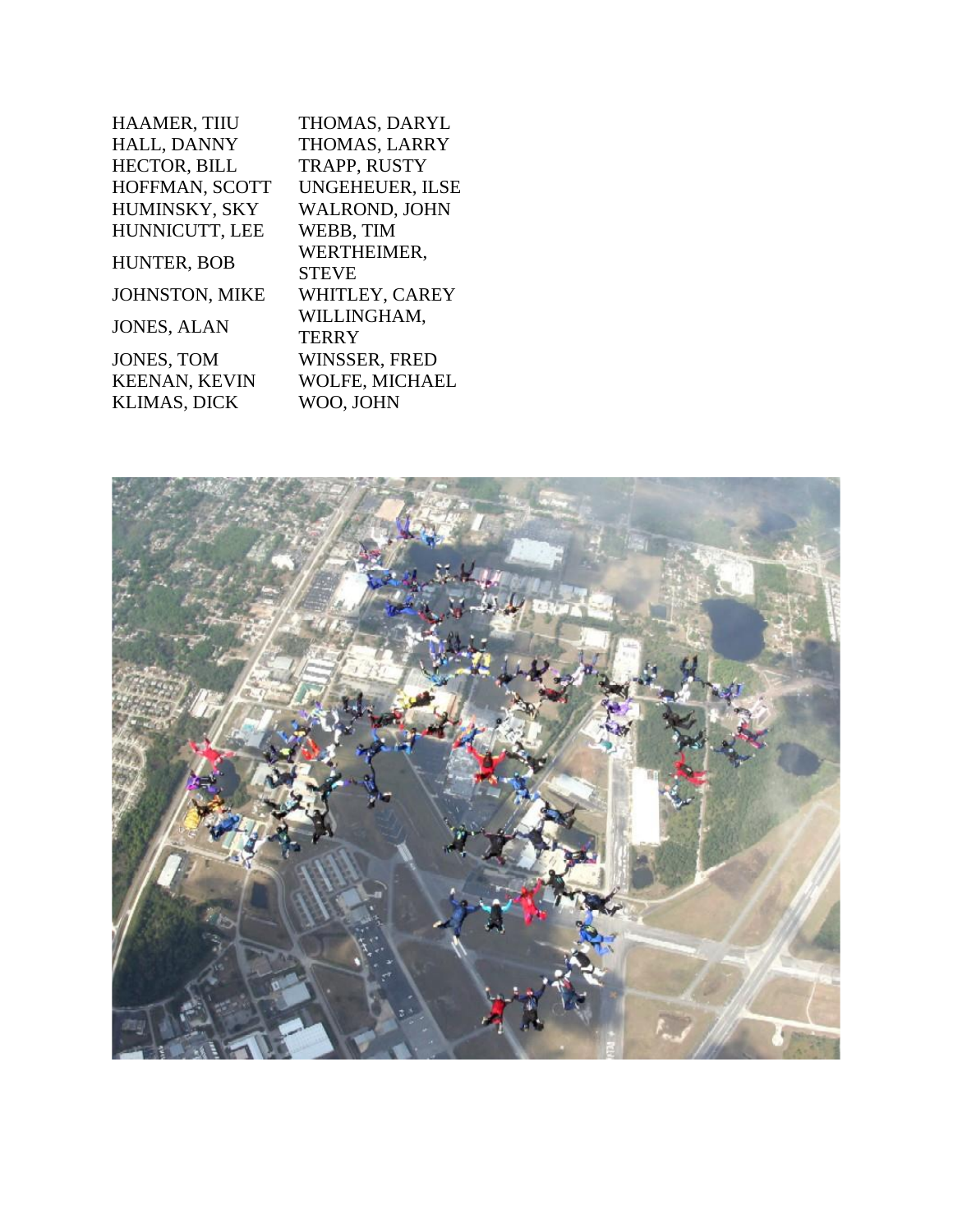HAAMER, TIIU
HALL, DANNY
HECTOR, BILL
HOFFMAN, SCOTT
HUMINSKY, SKY
HUNNICUTT, LEE
HUNTER, BOB
JOHNSTON, MIKE
JONES, ALAN
JONES, TOM
KEENAN, KEVIN
KLIMAS, DICK
THOMAS, DARYL
THOMAS, LARRY
TRAPP, RUSTY
UNGEHEUER, ILSE
WALROND, JOHN
WEBB, TIM
WERTHEIMER, STEVE
WHITLEY, CAREY
WILLINGHAM, TERRY
WINSSER, FRED
WOLFE, MICHAEL
WOO, JOHN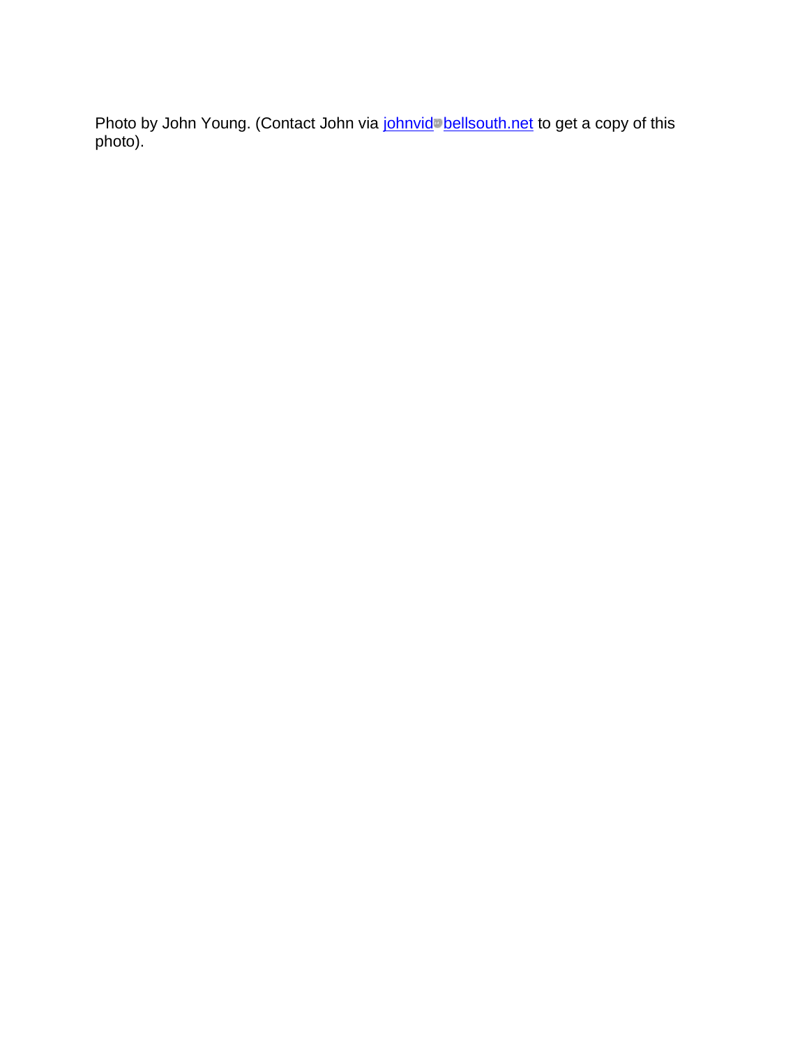Photo by John Young. (Contact John via johnvid bellsouth.net to get a copy of this photo).